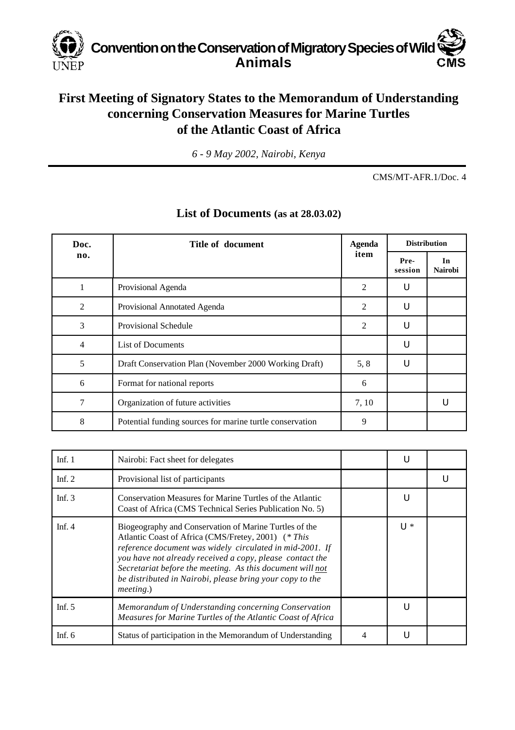**Convention on the Conservation of Migratory Species of Wild Animals**

UNEP CMS

# First Meeting of Signatory States to the Memorandum of Understanding concerning Conservation Measures for Marine Turtles of the Atlantic Coast of Africa

*6 - 9 May 2002, Nairobi, Kenya*

CMS/MT-AFR.1/Doc. 4

## List of Documents (as at 28.03.02)

| Doc. no. | Title of document | Agenda item | Distribution | |
|---|---|---|---|---|
| | | | Pre-session | In Nairobi |
| 1 | Provisional Agenda | 2 | U | |
| 2 | Provisional Annotated Agenda | 2 | U | |
| 3 | Provisional Schedule | 2 | U | |
| 4 | List of Documents | | U | |
| 5 | Draft Conservation Plan (November 2000 Working Draft) | 5, 8 | U | |
| 6 | Format for national reports | 6 | | |
| 7 | Organization of future activities | 7, 10 | | U |
| 8 | Potential funding sources for marine turtle conservation | 9 | | |

| | | | | |
|---|---|---|---|---|
| Inf. 1 | Nairobi: Fact sheet for delegates | | U | |
| Inf. 2 | Provisional list of participants | | | U |
| Inf. 3 | Conservation Measures for Marine Turtles of the Atlantic Coast of Africa (CMS Technical Series Publication No. 5) | | U | |
| Inf. 4 | Biogeography and Conservation of Marine Turtles of the Atlantic Coast of Africa (CMS/Fretey, 2001) (*\* This reference document was widely circulated in mid-2001. If you have not already received a copy, please contact the Secretariat before the meeting. As this document will not be distributed in Nairobi, please bring your copy to the meeting*.) | | U * | |
| Inf. 5 | *Memorandum of Understanding concerning Conservation Measures for Marine Turtles of the Atlantic Coast of Africa* | | U | |
| Inf. 6 | Status of participation in the Memorandum of Understanding | 4 | U | |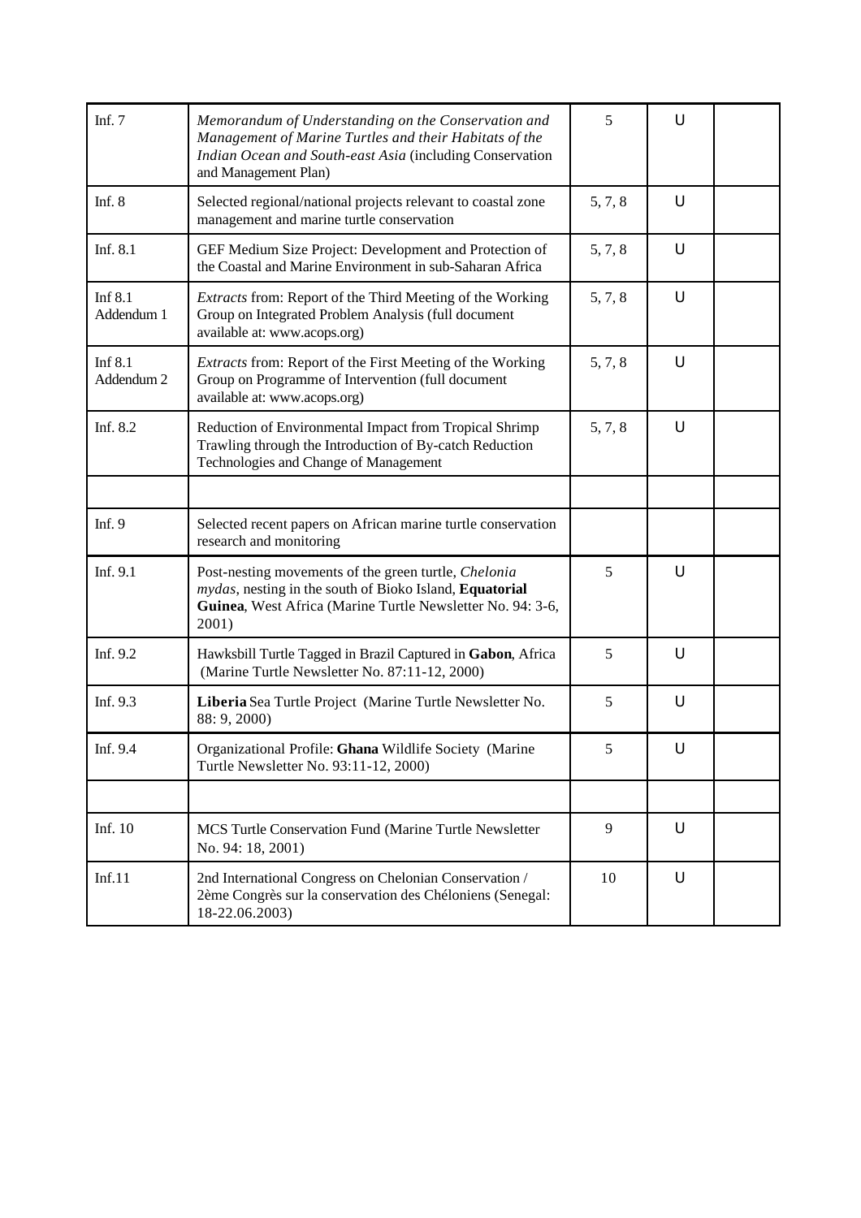| | | | | |
|---|---|---|---|---|
| Inf. 7 | *Memorandum of Understanding on the Conservation and Management of Marine Turtles and their Habitats of the Indian Ocean and South-east Asia* (including Conservation and Management Plan) | 5 | U | |
| Inf. 8 | Selected regional/national projects relevant to coastal zone management and marine turtle conservation | 5, 7, 8 | U | |
| Inf. 8.1 | GEF Medium Size Project: Development and Protection of the Coastal and Marine Environment in sub-Saharan Africa | 5, 7, 8 | U | |
| Inf 8.1 Addendum 1 | *Extracts* from: Report of the Third Meeting of the Working Group on Integrated Problem Analysis (full document available at: www.acops.org) | 5, 7, 8 | U | |
| Inf 8.1 Addendum 2 | *Extracts* from: Report of the First Meeting of the Working Group on Programme of Intervention (full document available at: www.acops.org) | 5, 7, 8 | U | |
| Inf. 8.2 | Reduction of Environmental Impact from Tropical Shrimp Trawling through the Introduction of By-catch Reduction Technologies and Change of Management | 5, 7, 8 | U | |
| | | | | |
| Inf. 9 | Selected recent papers on African marine turtle conservation research and monitoring | | | |
| Inf. 9.1 | Post-nesting movements of the green turtle, *Chelonia mydas*, nesting in the south of Bioko Island, **Equatorial Guinea**, West Africa (Marine Turtle Newsletter No. 94: 3-6, 2001) | 5 | U | |
| Inf. 9.2 | Hawksbill Turtle Tagged in Brazil Captured in **Gabon**, Africa (Marine Turtle Newsletter No. 87:11-12, 2000) | 5 | U | |
| Inf. 9.3 | **Liberia** Sea Turtle Project (Marine Turtle Newsletter No. 88: 9, 2000) | 5 | U | |
| Inf. 9.4 | Organizational Profile: **Ghana** Wildlife Society (Marine Turtle Newsletter No. 93:11-12, 2000) | 5 | U | |
| | | | | |
| Inf. 10 | MCS Turtle Conservation Fund (Marine Turtle Newsletter No. 94: 18, 2001) | 9 | U | |
| Inf.11 | 2nd International Congress on Chelonian Conservation / 2ème Congrès sur la conservation des Chéloniens (Senegal: 18-22.06.2003) | 10 | U | |